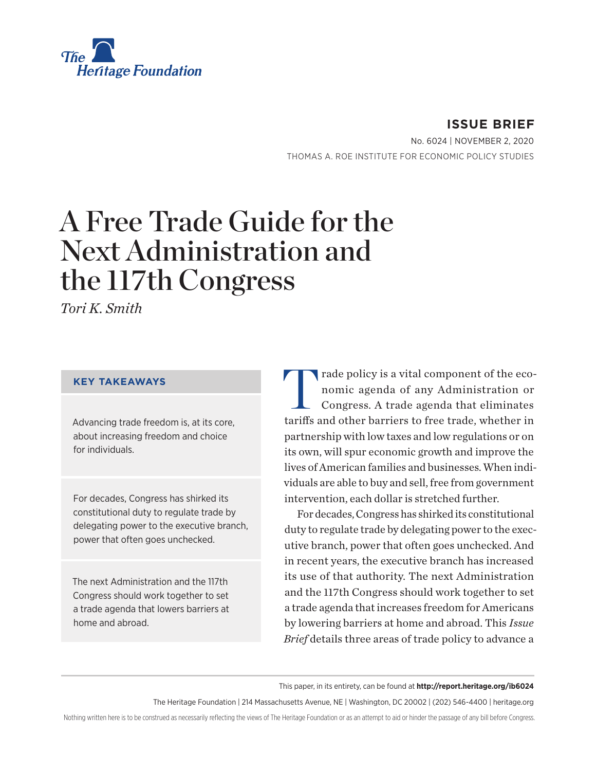The Heritage Foundation

**ISSUE BRIEF**

No. 6024 | NOVEMBER 2, 2020

THOMAS A. ROE INSTITUTE FOR ECONOMIC POLICY STUDIES

# A Free Trade Guide for the Next Administration and the 117th Congress

*Tori K. Smith*

### KEY TAKEAWAYS

Advancing trade freedom is, at its core, about increasing freedom and choice for individuals.

For decades, Congress has shirked its constitutional duty to regulate trade by delegating power to the executive branch, power that often goes unchecked.

The next Administration and the 117th Congress should work together to set a trade agenda that lowers barriers at home and abroad.

Trade policy is a vital component of the economic agenda of any Administration or Congress. A trade agenda that eliminates tariffs and other barriers to free trade, whether in partnership with low taxes and low regulations or on its own, will spur economic growth and improve the lives of American families and businesses. When individuals are able to buy and sell, free from government intervention, each dollar is stretched further.

For decades, Congress has shirked its constitutional duty to regulate trade by delegating power to the executive branch, power that often goes unchecked. And in recent years, the executive branch has increased its use of that authority. The next Administration and the 117th Congress should work together to set a trade agenda that increases freedom for Americans by lowering barriers at home and abroad. This *Issue Brief* details three areas of trade policy to advance a

This paper, in its entirety, can be found at **http://report.heritage.org/ib6024**

The Heritage Foundation | 214 Massachusetts Avenue, NE | Washington, DC 20002 | (202) 546-4400 | heritage.org

Nothing written here is to be construed as necessarily reflecting the views of The Heritage Foundation or as an attempt to aid or hinder the passage of any bill before Congress.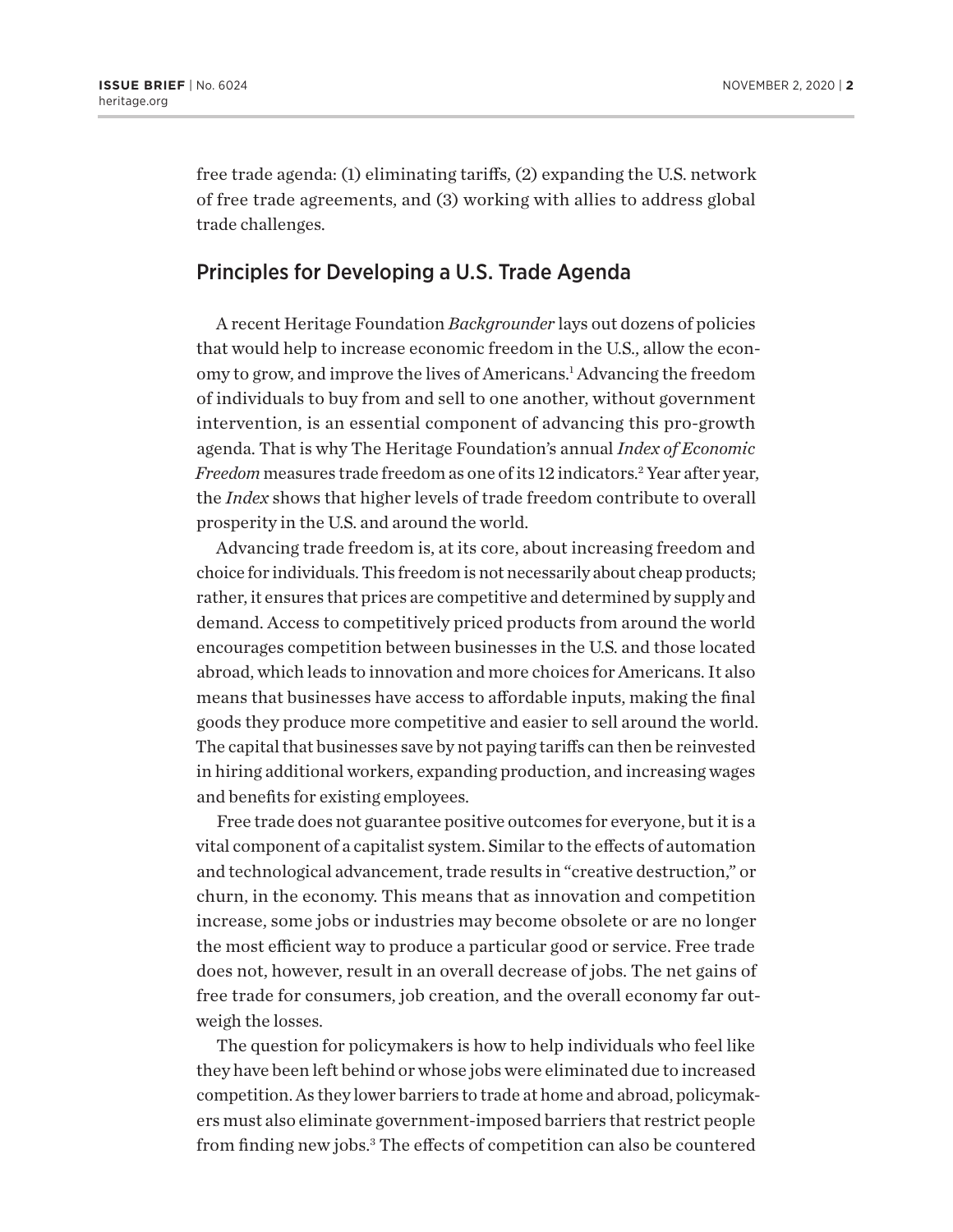free trade agenda: (1) eliminating tariffs, (2) expanding the U.S. network of free trade agreements, and (3) working with allies to address global trade challenges.

## Principles for Developing a U.S. Trade Agenda

A recent Heritage Foundation *Backgrounder* lays out dozens of policies that would help to increase economic freedom in the U.S., allow the economy to grow, and improve the lives of Americans.[1] Advancing the freedom of individuals to buy from and sell to one another, without government intervention, is an essential component of advancing this pro-growth agenda. That is why The Heritage Foundation's annual *Index of Economic Freedom* measures trade freedom as one of its 12 indicators.[2] Year after year, the *Index* shows that higher levels of trade freedom contribute to overall prosperity in the U.S. and around the world.

Advancing trade freedom is, at its core, about increasing freedom and choice for individuals. This freedom is not necessarily about cheap products; rather, it ensures that prices are competitive and determined by supply and demand. Access to competitively priced products from around the world encourages competition between businesses in the U.S. and those located abroad, which leads to innovation and more choices for Americans. It also means that businesses have access to affordable inputs, making the final goods they produce more competitive and easier to sell around the world. The capital that businesses save by not paying tariffs can then be reinvested in hiring additional workers, expanding production, and increasing wages and benefits for existing employees.

Free trade does not guarantee positive outcomes for everyone, but it is a vital component of a capitalist system. Similar to the effects of automation and technological advancement, trade results in "creative destruction," or churn, in the economy. This means that as innovation and competition increase, some jobs or industries may become obsolete or are no longer the most efficient way to produce a particular good or service. Free trade does not, however, result in an overall decrease of jobs. The net gains of free trade for consumers, job creation, and the overall economy far outweigh the losses.

The question for policymakers is how to help individuals who feel like they have been left behind or whose jobs were eliminated due to increased competition. As they lower barriers to trade at home and abroad, policymakers must also eliminate government-imposed barriers that restrict people from finding new jobs.[3] The effects of competition can also be countered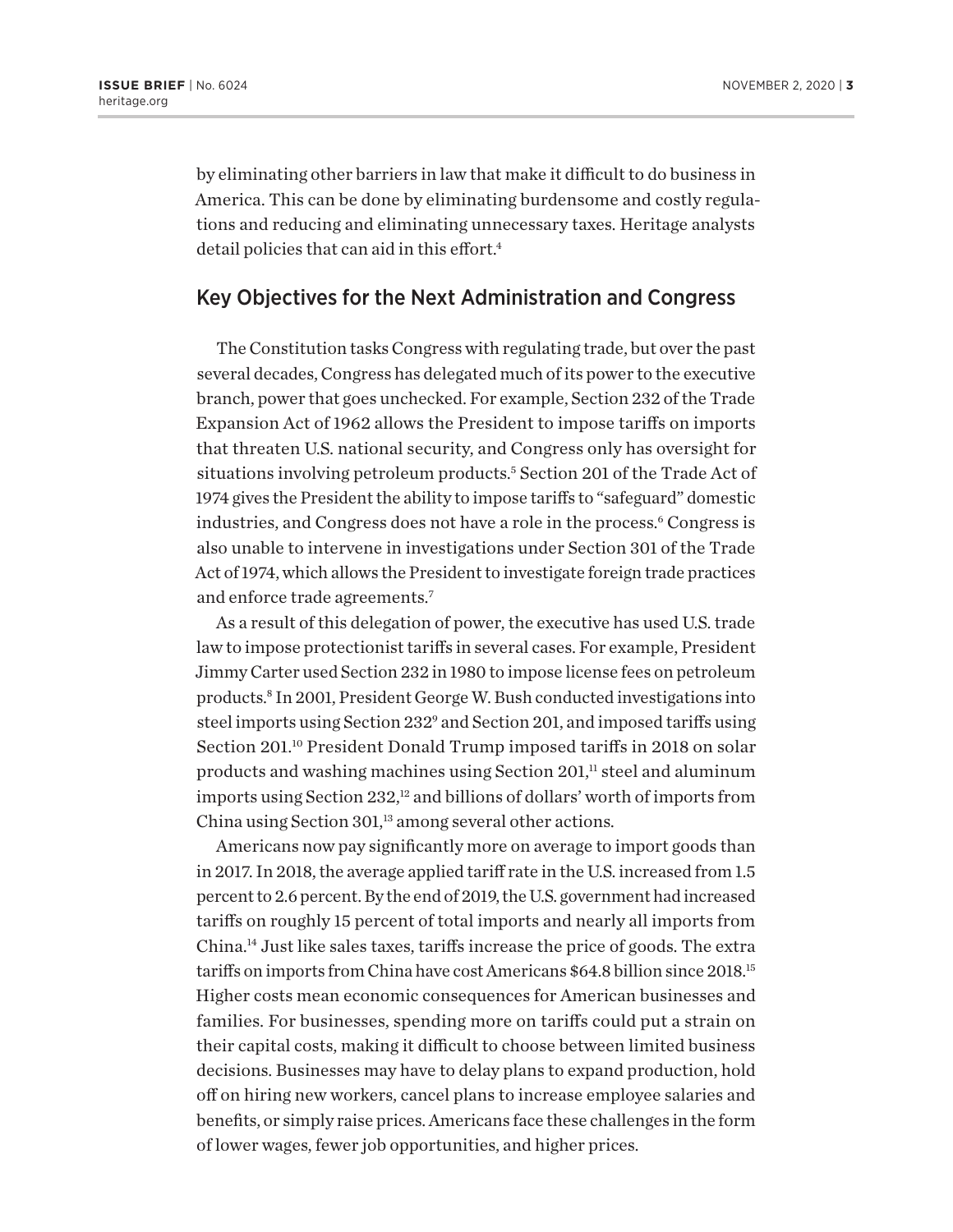by eliminating other barriers in law that make it difficult to do business in America. This can be done by eliminating burdensome and costly regulations and reducing and eliminating unnecessary taxes. Heritage analysts detail policies that can aid in this effort.[4]

## Key Objectives for the Next Administration and Congress

The Constitution tasks Congress with regulating trade, but over the past several decades, Congress has delegated much of its power to the executive branch, power that goes unchecked. For example, Section 232 of the Trade Expansion Act of 1962 allows the President to impose tariffs on imports that threaten U.S. national security, and Congress only has oversight for situations involving petroleum products.[5] Section 201 of the Trade Act of 1974 gives the President the ability to impose tariffs to "safeguard" domestic industries, and Congress does not have a role in the process.[6] Congress is also unable to intervene in investigations under Section 301 of the Trade Act of 1974, which allows the President to investigate foreign trade practices and enforce trade agreements.[7]

As a result of this delegation of power, the executive has used U.S. trade law to impose protectionist tariffs in several cases. For example, President Jimmy Carter used Section 232 in 1980 to impose license fees on petroleum products.[8] In 2001, President George W. Bush conducted investigations into steel imports using Section 232[9] and Section 201, and imposed tariffs using Section 201.[10] President Donald Trump imposed tariffs in 2018 on solar products and washing machines using Section 201,[11] steel and aluminum imports using Section 232,[12] and billions of dollars' worth of imports from China using Section 301,[13] among several other actions.

Americans now pay significantly more on average to import goods than in 2017. In 2018, the average applied tariff rate in the U.S. increased from 1.5 percent to 2.6 percent. By the end of 2019, the U.S. government had increased tariffs on roughly 15 percent of total imports and nearly all imports from China.[14] Just like sales taxes, tariffs increase the price of goods. The extra tariffs on imports from China have cost Americans $64.8 billion since 2018.[15] Higher costs mean economic consequences for American businesses and families. For businesses, spending more on tariffs could put a strain on their capital costs, making it difficult to choose between limited business decisions. Businesses may have to delay plans to expand production, hold off on hiring new workers, cancel plans to increase employee salaries and benefits, or simply raise prices. Americans face these challenges in the form of lower wages, fewer job opportunities, and higher prices.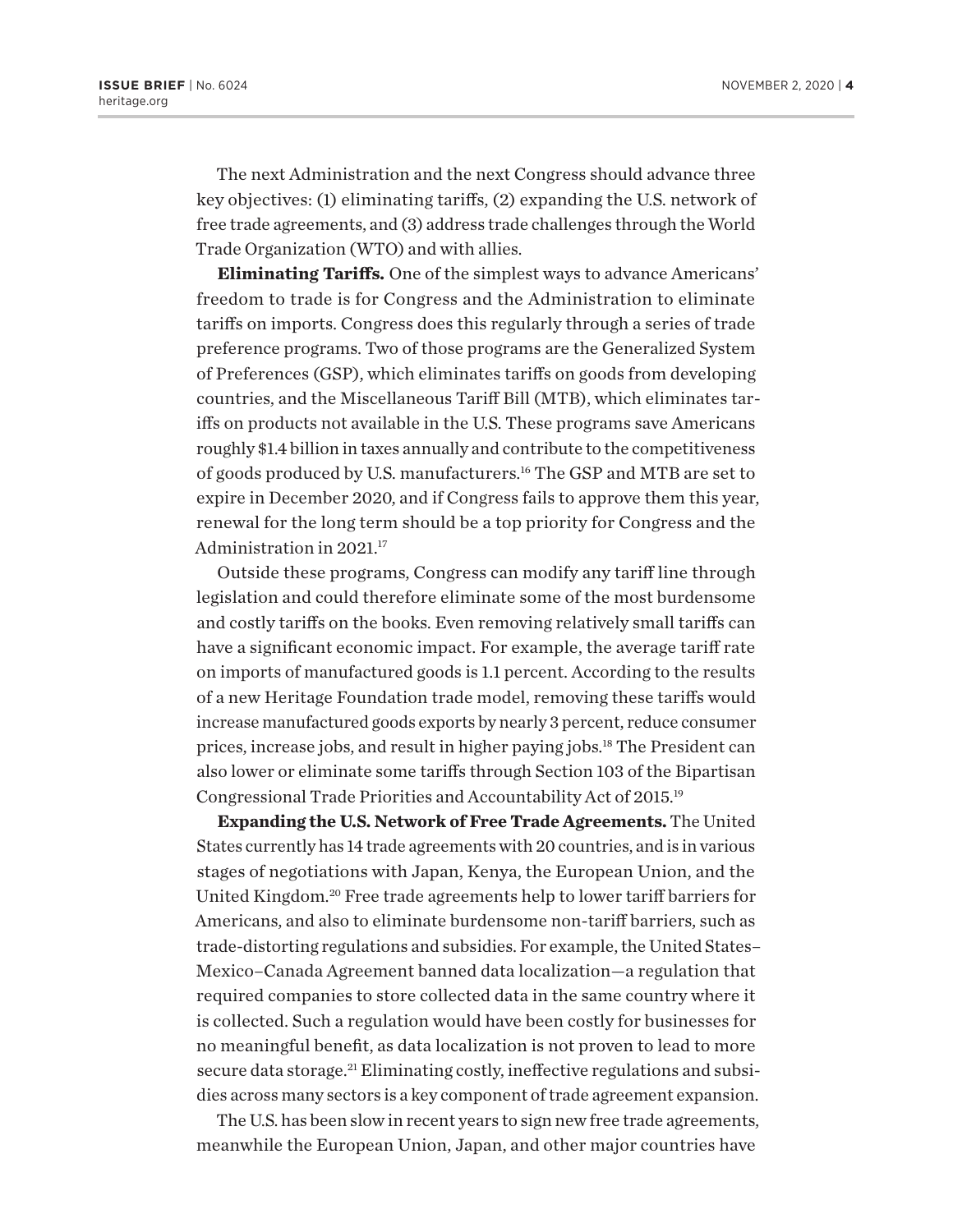The next Administration and the next Congress should advance three key objectives: (1) eliminating tariffs, (2) expanding the U.S. network of free trade agreements, and (3) address trade challenges through the World Trade Organization (WTO) and with allies.

**Eliminating Tariffs.** One of the simplest ways to advance Americans' freedom to trade is for Congress and the Administration to eliminate tariffs on imports. Congress does this regularly through a series of trade preference programs. Two of those programs are the Generalized System of Preferences (GSP), which eliminates tariffs on goods from developing countries, and the Miscellaneous Tariff Bill (MTB), which eliminates tariffs on products not available in the U.S. These programs save Americans roughly $1.4 billion in taxes annually and contribute to the competitiveness of goods produced by U.S. manufacturers.[16] The GSP and MTB are set to expire in December 2020, and if Congress fails to approve them this year, renewal for the long term should be a top priority for Congress and the Administration in 2021.[17]

Outside these programs, Congress can modify any tariff line through legislation and could therefore eliminate some of the most burdensome and costly tariffs on the books. Even removing relatively small tariffs can have a significant economic impact. For example, the average tariff rate on imports of manufactured goods is 1.1 percent. According to the results of a new Heritage Foundation trade model, removing these tariffs would increase manufactured goods exports by nearly 3 percent, reduce consumer prices, increase jobs, and result in higher paying jobs.[18] The President can also lower or eliminate some tariffs through Section 103 of the Bipartisan Congressional Trade Priorities and Accountability Act of 2015.[19]

**Expanding the U.S. Network of Free Trade Agreements.** The United States currently has 14 trade agreements with 20 countries, and is in various stages of negotiations with Japan, Kenya, the European Union, and the United Kingdom.[20] Free trade agreements help to lower tariff barriers for Americans, and also to eliminate burdensome non-tariff barriers, such as trade-distorting regulations and subsidies. For example, the United States–Mexico–Canada Agreement banned data localization—a regulation that required companies to store collected data in the same country where it is collected. Such a regulation would have been costly for businesses for no meaningful benefit, as data localization is not proven to lead to more secure data storage.[21] Eliminating costly, ineffective regulations and subsidies across many sectors is a key component of trade agreement expansion.

The U.S. has been slow in recent years to sign new free trade agreements, meanwhile the European Union, Japan, and other major countries have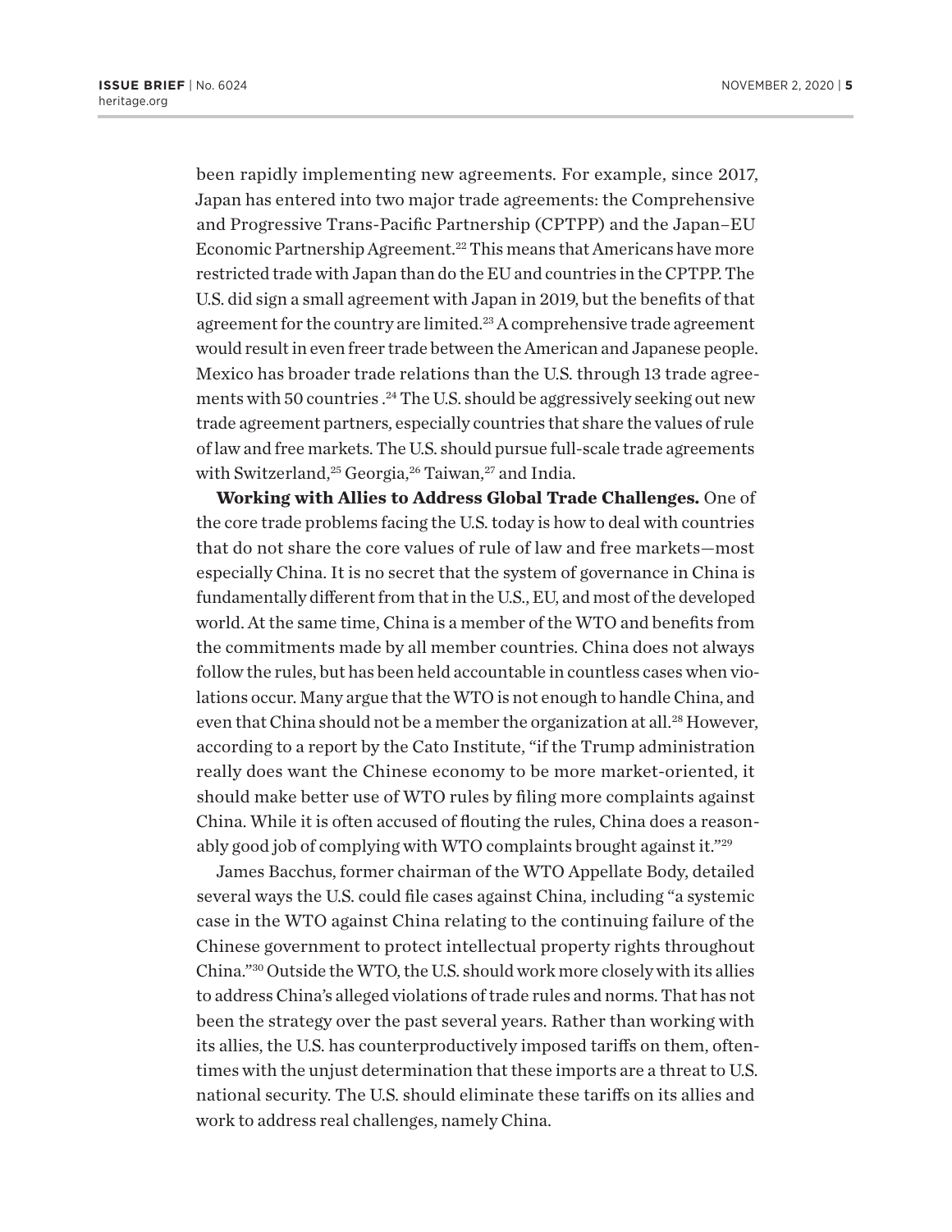been rapidly implementing new agreements. For example, since 2017, Japan has entered into two major trade agreements: the Comprehensive and Progressive Trans-Pacific Partnership (CPTPP) and the Japan–EU Economic Partnership Agreement.[22] This means that Americans have more restricted trade with Japan than do the EU and countries in the CPTPP. The U.S. did sign a small agreement with Japan in 2019, but the benefits of that agreement for the country are limited.[23] A comprehensive trade agreement would result in even freer trade between the American and Japanese people. Mexico has broader trade relations than the U.S. through 13 trade agreements with 50 countries .[24] The U.S. should be aggressively seeking out new trade agreement partners, especially countries that share the values of rule of law and free markets. The U.S. should pursue full-scale trade agreements with Switzerland,[25] Georgia,[26] Taiwan,[27] and India.

**Working with Allies to Address Global Trade Challenges.** One of the core trade problems facing the U.S. today is how to deal with countries that do not share the core values of rule of law and free markets—most especially China. It is no secret that the system of governance in China is fundamentally different from that in the U.S., EU, and most of the developed world. At the same time, China is a member of the WTO and benefits from the commitments made by all member countries. China does not always follow the rules, but has been held accountable in countless cases when violations occur. Many argue that the WTO is not enough to handle China, and even that China should not be a member the organization at all.[28] However, according to a report by the Cato Institute, "if the Trump administration really does want the Chinese economy to be more market-oriented, it should make better use of WTO rules by filing more complaints against China. While it is often accused of flouting the rules, China does a reasonably good job of complying with WTO complaints brought against it."[29]

James Bacchus, former chairman of the WTO Appellate Body, detailed several ways the U.S. could file cases against China, including "a systemic case in the WTO against China relating to the continuing failure of the Chinese government to protect intellectual property rights throughout China."[30] Outside the WTO, the U.S. should work more closely with its allies to address China's alleged violations of trade rules and norms. That has not been the strategy over the past several years. Rather than working with its allies, the U.S. has counterproductively imposed tariffs on them, oftentimes with the unjust determination that these imports are a threat to U.S. national security. The U.S. should eliminate these tariffs on its allies and work to address real challenges, namely China.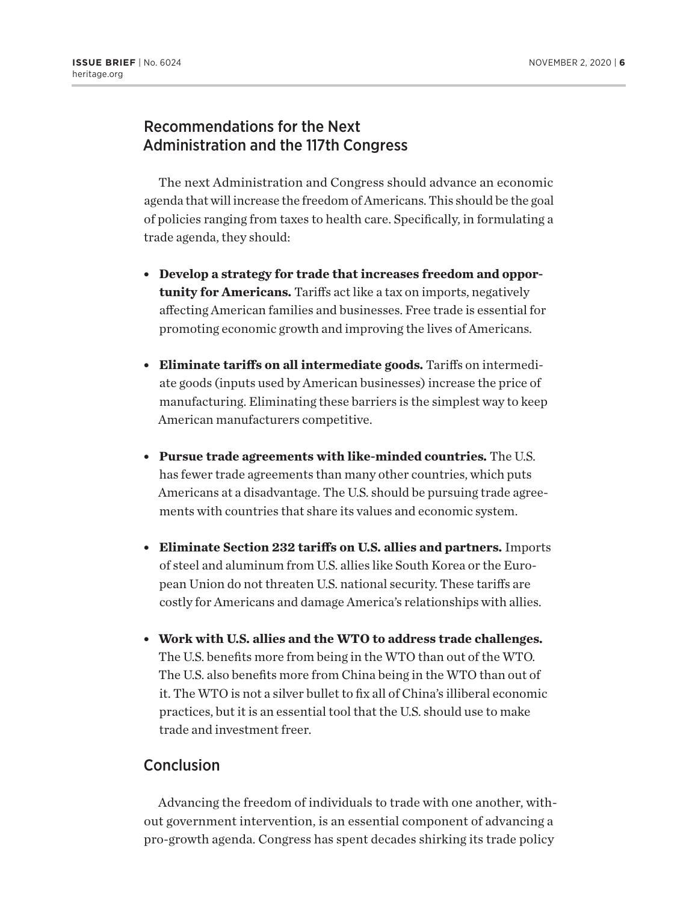## Recommendations for the Next Administration and the 117th Congress

The next Administration and Congress should advance an economic agenda that will increase the freedom of Americans. This should be the goal of policies ranging from taxes to health care. Specifically, in formulating a trade agenda, they should:

- **Develop a strategy for trade that increases freedom and opportunity for Americans.** Tariffs act like a tax on imports, negatively affecting American families and businesses. Free trade is essential for promoting economic growth and improving the lives of Americans.
- **Eliminate tariffs on all intermediate goods.** Tariffs on intermediate goods (inputs used by American businesses) increase the price of manufacturing. Eliminating these barriers is the simplest way to keep American manufacturers competitive.
- **Pursue trade agreements with like-minded countries.** The U.S. has fewer trade agreements than many other countries, which puts Americans at a disadvantage. The U.S. should be pursuing trade agreements with countries that share its values and economic system.
- **Eliminate Section 232 tariffs on U.S. allies and partners.** Imports of steel and aluminum from U.S. allies like South Korea or the European Union do not threaten U.S. national security. These tariffs are costly for Americans and damage America's relationships with allies.
- **Work with U.S. allies and the WTO to address trade challenges.** The U.S. benefits more from being in the WTO than out of the WTO. The U.S. also benefits more from China being in the WTO than out of it. The WTO is not a silver bullet to fix all of China's illiberal economic practices, but it is an essential tool that the U.S. should use to make trade and investment freer.

## Conclusion

Advancing the freedom of individuals to trade with one another, without government intervention, is an essential component of advancing a pro-growth agenda. Congress has spent decades shirking its trade policy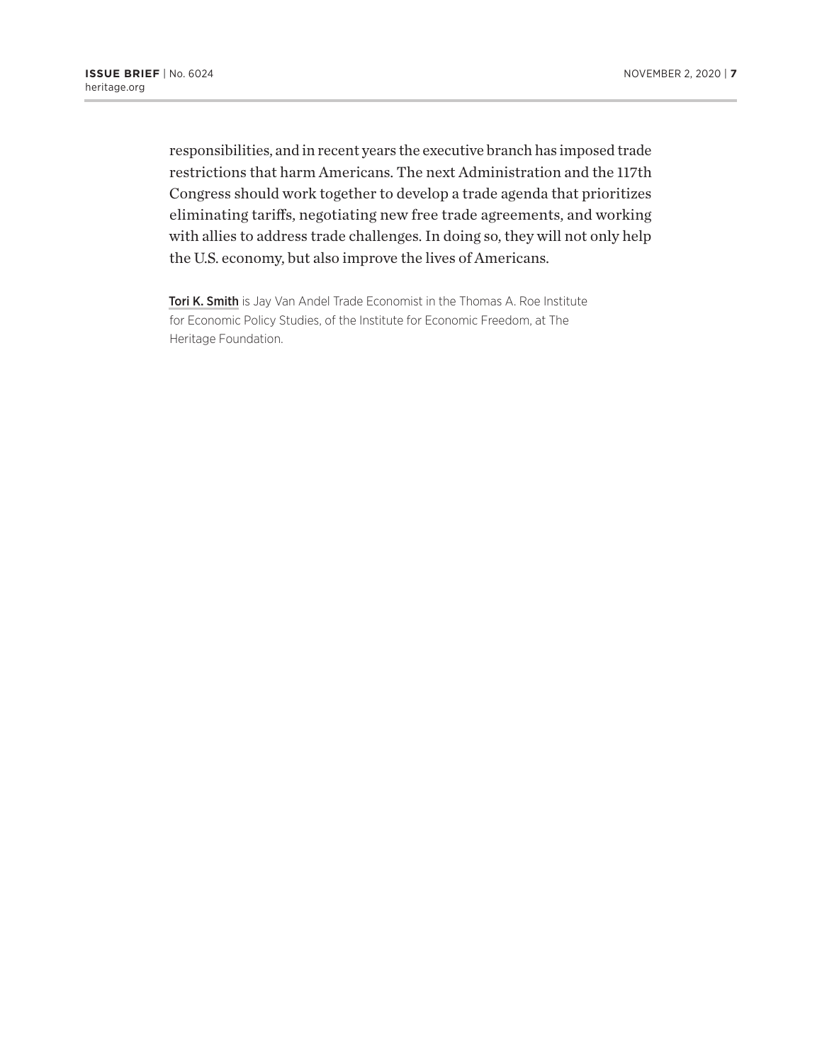responsibilities, and in recent years the executive branch has imposed trade restrictions that harm Americans. The next Administration and the 117th Congress should work together to develop a trade agenda that prioritizes eliminating tariffs, negotiating new free trade agreements, and working with allies to address trade challenges. In doing so, they will not only help the U.S. economy, but also improve the lives of Americans.

Tori K. Smith is Jay Van Andel Trade Economist in the Thomas A. Roe Institute for Economic Policy Studies, of the Institute for Economic Freedom, at The Heritage Foundation.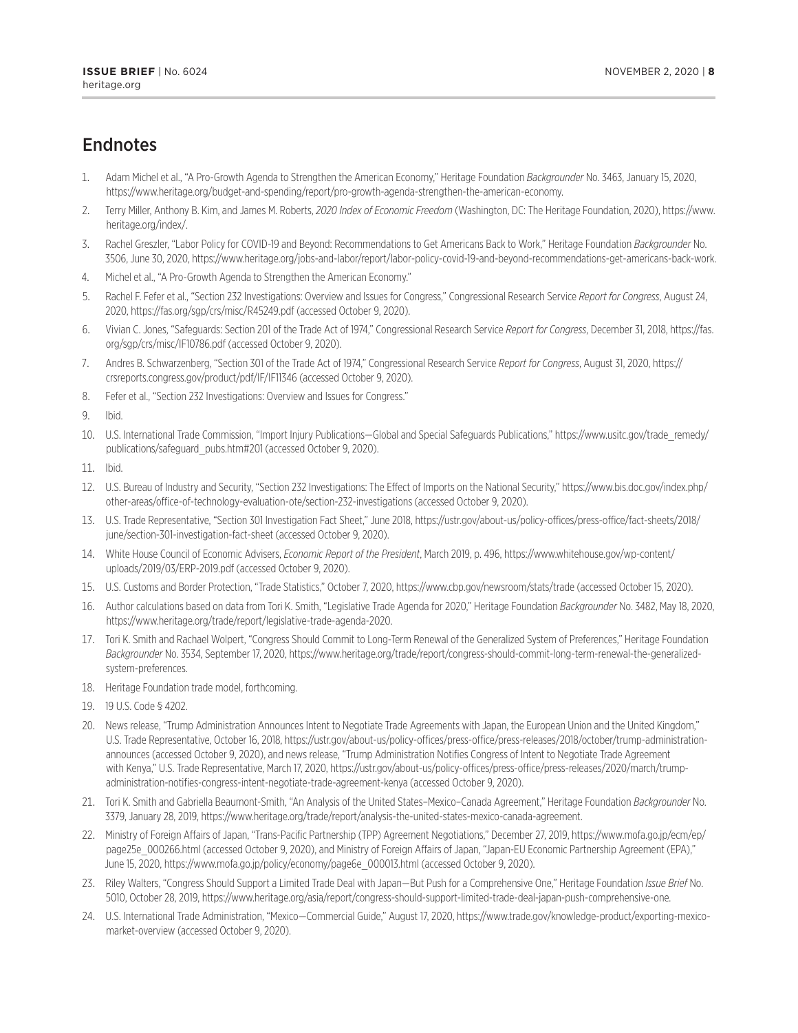## Endnotes

1. Adam Michel et al., "A Pro-Growth Agenda to Strengthen the American Economy," Heritage Foundation *Backgrounder* No. 3463, January 15, 2020, https://www.heritage.org/budget-and-spending/report/pro-growth-agenda-strengthen-the-american-economy.
2. Terry Miller, Anthony B. Kim, and James M. Roberts, *2020 Index of Economic Freedom* (Washington, DC: The Heritage Foundation, 2020), https://www.heritage.org/index/.
3. Rachel Greszler, "Labor Policy for COVID-19 and Beyond: Recommendations to Get Americans Back to Work," Heritage Foundation *Backgrounder* No. 3506, June 30, 2020, https://www.heritage.org/jobs-and-labor/report/labor-policy-covid-19-and-beyond-recommendations-get-americans-back-work.
4. Michel et al., "A Pro-Growth Agenda to Strengthen the American Economy."
5. Rachel F. Fefer et al., "Section 232 Investigations: Overview and Issues for Congress," Congressional Research Service *Report for Congress*, August 24, 2020, https://fas.org/sgp/crs/misc/R45249.pdf (accessed October 9, 2020).
6. Vivian C. Jones, "Safeguards: Section 201 of the Trade Act of 1974," Congressional Research Service *Report for Congress*, December 31, 2018, https://fas.org/sgp/crs/misc/IF10786.pdf (accessed October 9, 2020).
7. Andres B. Schwarzenberg, "Section 301 of the Trade Act of 1974," Congressional Research Service *Report for Congress*, August 31, 2020, https://crsreports.congress.gov/product/pdf/IF/IF11346 (accessed October 9, 2020).
8. Fefer et al., "Section 232 Investigations: Overview and Issues for Congress."
9. Ibid.
10. U.S. International Trade Commission, "Import Injury Publications—Global and Special Safeguards Publications," https://www.usitc.gov/trade_remedy/publications/safeguard_pubs.htm#201 (accessed October 9, 2020).
11. Ibid.
12. U.S. Bureau of Industry and Security, "Section 232 Investigations: The Effect of Imports on the National Security," https://www.bis.doc.gov/index.php/other-areas/office-of-technology-evaluation-ote/section-232-investigations (accessed October 9, 2020).
13. U.S. Trade Representative, "Section 301 Investigation Fact Sheet," June 2018, https://ustr.gov/about-us/policy-offices/press-office/fact-sheets/2018/june/section-301-investigation-fact-sheet (accessed October 9, 2020).
14. White House Council of Economic Advisers, *Economic Report of the President*, March 2019, p. 496, https://www.whitehouse.gov/wp-content/uploads/2019/03/ERP-2019.pdf (accessed October 9, 2020).
15. U.S. Customs and Border Protection, "Trade Statistics," October 7, 2020, https://www.cbp.gov/newsroom/stats/trade (accessed October 15, 2020).
16. Author calculations based on data from Tori K. Smith, "Legislative Trade Agenda for 2020," Heritage Foundation *Backgrounder* No. 3482, May 18, 2020, https://www.heritage.org/trade/report/legislative-trade-agenda-2020.
17. Tori K. Smith and Rachael Wolpert, "Congress Should Commit to Long-Term Renewal of the Generalized System of Preferences," Heritage Foundation *Backgrounder* No. 3534, September 17, 2020, https://www.heritage.org/trade/report/congress-should-commit-long-term-renewal-the-generalized-system-preferences.
18. Heritage Foundation trade model, forthcoming.
19. 19 U.S. Code § 4202.
20. News release, "Trump Administration Announces Intent to Negotiate Trade Agreements with Japan, the European Union and the United Kingdom," U.S. Trade Representative, October 16, 2018, https://ustr.gov/about-us/policy-offices/press-office/press-releases/2018/october/trump-administration-announces (accessed October 9, 2020), and news release, "Trump Administration Notifies Congress of Intent to Negotiate Trade Agreement with Kenya," U.S. Trade Representative, March 17, 2020, https://ustr.gov/about-us/policy-offices/press-office/press-releases/2020/march/trump-administration-notifies-congress-intent-negotiate-trade-agreement-kenya (accessed October 9, 2020).
21. Tori K. Smith and Gabriella Beaumont-Smith, "An Analysis of the United States–Mexico–Canada Agreement," Heritage Foundation *Backgrounder* No. 3379, January 28, 2019, https://www.heritage.org/trade/report/analysis-the-united-states-mexico-canada-agreement.
22. Ministry of Foreign Affairs of Japan, "Trans-Pacific Partnership (TPP) Agreement Negotiations," December 27, 2019, https://www.mofa.go.jp/ecm/ep/page25e_000266.html (accessed October 9, 2020), and Ministry of Foreign Affairs of Japan, "Japan-EU Economic Partnership Agreement (EPA)," June 15, 2020, https://www.mofa.go.jp/policy/economy/page6e_000013.html (accessed October 9, 2020).
23. Riley Walters, "Congress Should Support a Limited Trade Deal with Japan—But Push for a Comprehensive One," Heritage Foundation *Issue Brief* No. 5010, October 28, 2019, https://www.heritage.org/asia/report/congress-should-support-limited-trade-deal-japan-push-comprehensive-one.
24. U.S. International Trade Administration, "Mexico—Commercial Guide," August 17, 2020, https://www.trade.gov/knowledge-product/exporting-mexico-market-overview (accessed October 9, 2020).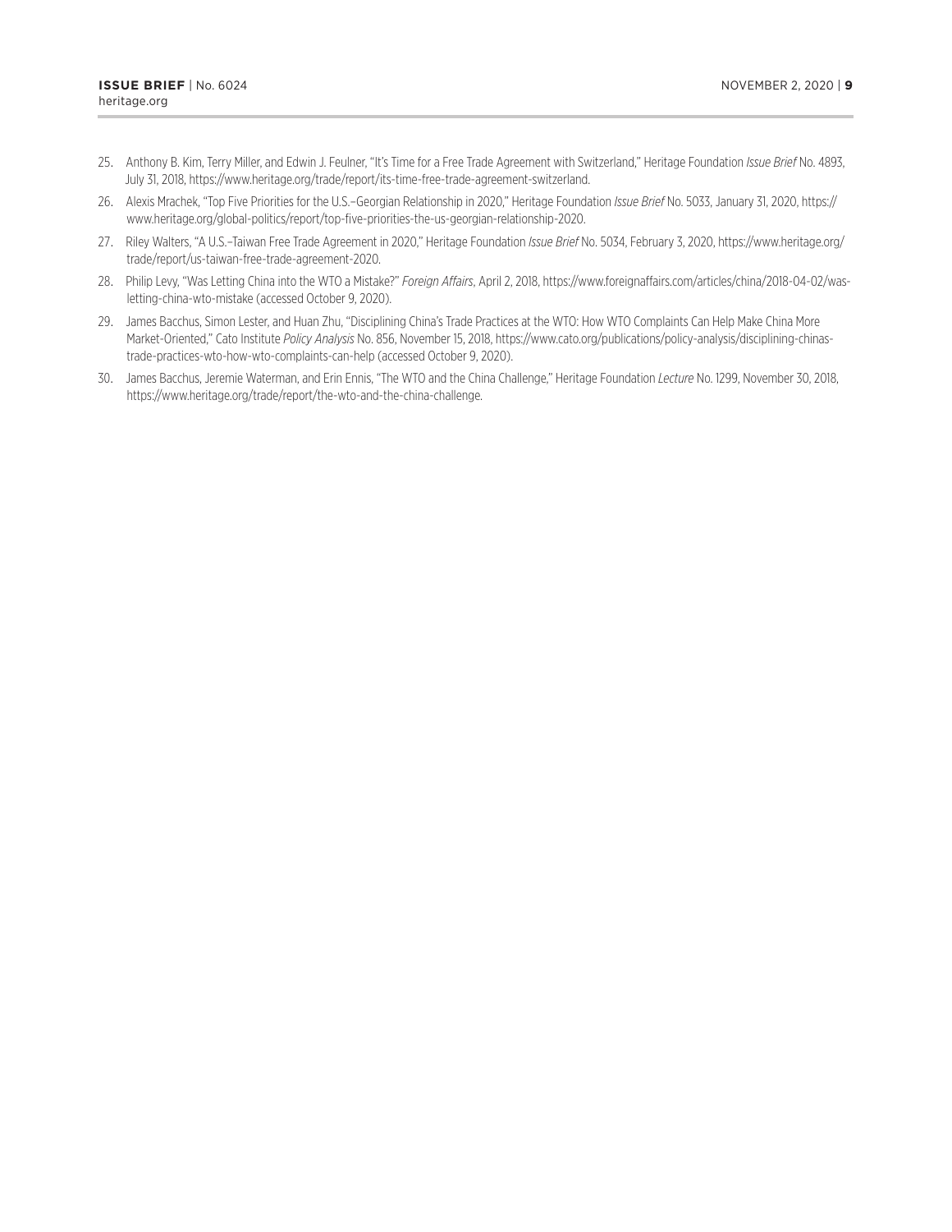25. Anthony B. Kim, Terry Miller, and Edwin J. Feulner, "It's Time for a Free Trade Agreement with Switzerland," Heritage Foundation *Issue Brief* No. 4893, July 31, 2018, https://www.heritage.org/trade/report/its-time-free-trade-agreement-switzerland.
26. Alexis Mrachek, "Top Five Priorities for the U.S.–Georgian Relationship in 2020," Heritage Foundation *Issue Brief* No. 5033, January 31, 2020, https://www.heritage.org/global-politics/report/top-five-priorities-the-us-georgian-relationship-2020.
27. Riley Walters, "A U.S.–Taiwan Free Trade Agreement in 2020," Heritage Foundation *Issue Brief* No. 5034, February 3, 2020, https://www.heritage.org/trade/report/us-taiwan-free-trade-agreement-2020.
28. Philip Levy, "Was Letting China into the WTO a Mistake?" *Foreign Affairs*, April 2, 2018, https://www.foreignaffairs.com/articles/china/2018-04-02/was-letting-china-wto-mistake (accessed October 9, 2020).
29. James Bacchus, Simon Lester, and Huan Zhu, "Disciplining China's Trade Practices at the WTO: How WTO Complaints Can Help Make China More Market-Oriented," Cato Institute *Policy Analysis* No. 856, November 15, 2018, https://www.cato.org/publications/policy-analysis/disciplining-chinas-trade-practices-wto-how-wto-complaints-can-help (accessed October 9, 2020).
30. James Bacchus, Jeremie Waterman, and Erin Ennis, "The WTO and the China Challenge," Heritage Foundation *Lecture* No. 1299, November 30, 2018, https://www.heritage.org/trade/report/the-wto-and-the-china-challenge.